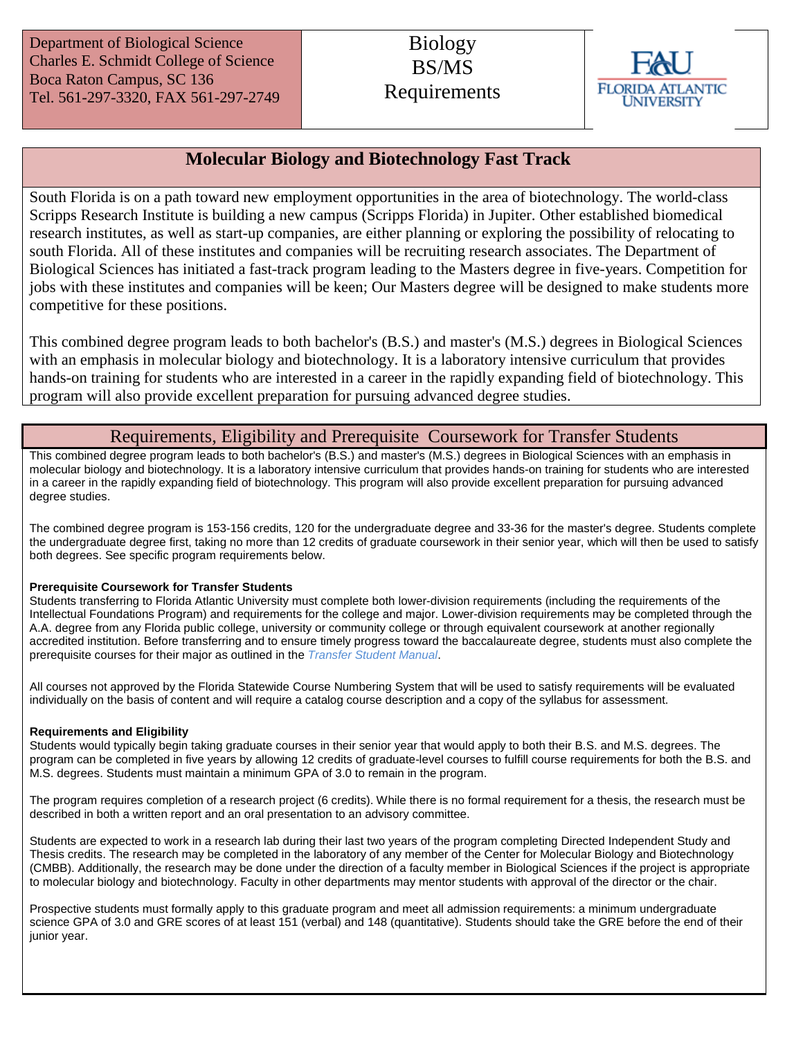Department of Biological Science
Charles E. Schmidt College of Science
Boca Raton Campus, SC 136
Tel. 561-297-3320, FAX 561-297-2749

# Biology BS/MS Requirements

FAU FLORIDA ATLANTIC UNIVERSITY

## Molecular Biology and Biotechnology Fast Track

South Florida is on a path toward new employment opportunities in the area of biotechnology. The world-class Scripps Research Institute is building a new campus (Scripps Florida) in Jupiter. Other established biomedical research institutes, as well as start-up companies, are either planning or exploring the possibility of relocating to south Florida. All of these institutes and companies will be recruiting research associates. The Department of Biological Sciences has initiated a fast-track program leading to the Masters degree in five-years. Competition for jobs with these institutes and companies will be keen; Our Masters degree will be designed to make students more competitive for these positions.

This combined degree program leads to both bachelor's (B.S.) and master's (M.S.) degrees in Biological Sciences with an emphasis in molecular biology and biotechnology. It is a laboratory intensive curriculum that provides hands-on training for students who are interested in a career in the rapidly expanding field of biotechnology. This program will also provide excellent preparation for pursuing advanced degree studies.

## Requirements, Eligibility and Prerequisite Coursework for Transfer Students

This combined degree program leads to both bachelor's (B.S.) and master's (M.S.) degrees in Biological Sciences with an emphasis in molecular biology and biotechnology. It is a laboratory intensive curriculum that provides hands-on training for students who are interested in a career in the rapidly expanding field of biotechnology. This program will also provide excellent preparation for pursuing advanced degree studies.

The combined degree program is 153-156 credits, 120 for the undergraduate degree and 33-36 for the master's degree. Students complete the undergraduate degree first, taking no more than 12 credits of graduate coursework in their senior year, which will then be used to satisfy both degrees. See specific program requirements below.

**Prerequisite Coursework for Transfer Students**

Students transferring to Florida Atlantic University must complete both lower-division requirements (including the requirements of the Intellectual Foundations Program) and requirements for the college and major. Lower-division requirements may be completed through the A.A. degree from any Florida public college, university or community college or through equivalent coursework at another regionally accredited institution. Before transferring and to ensure timely progress toward the baccalaureate degree, students must also complete the prerequisite courses for their major as outlined in the *Transfer Student Manual*.

All courses not approved by the Florida Statewide Course Numbering System that will be used to satisfy requirements will be evaluated individually on the basis of content and will require a catalog course description and a copy of the syllabus for assessment.

**Requirements and Eligibility**

Students would typically begin taking graduate courses in their senior year that would apply to both their B.S. and M.S. degrees. The program can be completed in five years by allowing 12 credits of graduate-level courses to fulfill course requirements for both the B.S. and M.S. degrees. Students must maintain a minimum GPA of 3.0 to remain in the program.

The program requires completion of a research project (6 credits). While there is no formal requirement for a thesis, the research must be described in both a written report and an oral presentation to an advisory committee.

Students are expected to work in a research lab during their last two years of the program completing Directed Independent Study and Thesis credits. The research may be completed in the laboratory of any member of the Center for Molecular Biology and Biotechnology (CMBB). Additionally, the research may be done under the direction of a faculty member in Biological Sciences if the project is appropriate to molecular biology and biotechnology. Faculty in other departments may mentor students with approval of the director or the chair.

Prospective students must formally apply to this graduate program and meet all admission requirements: a minimum undergraduate science GPA of 3.0 and GRE scores of at least 151 (verbal) and 148 (quantitative). Students should take the GRE before the end of their junior year.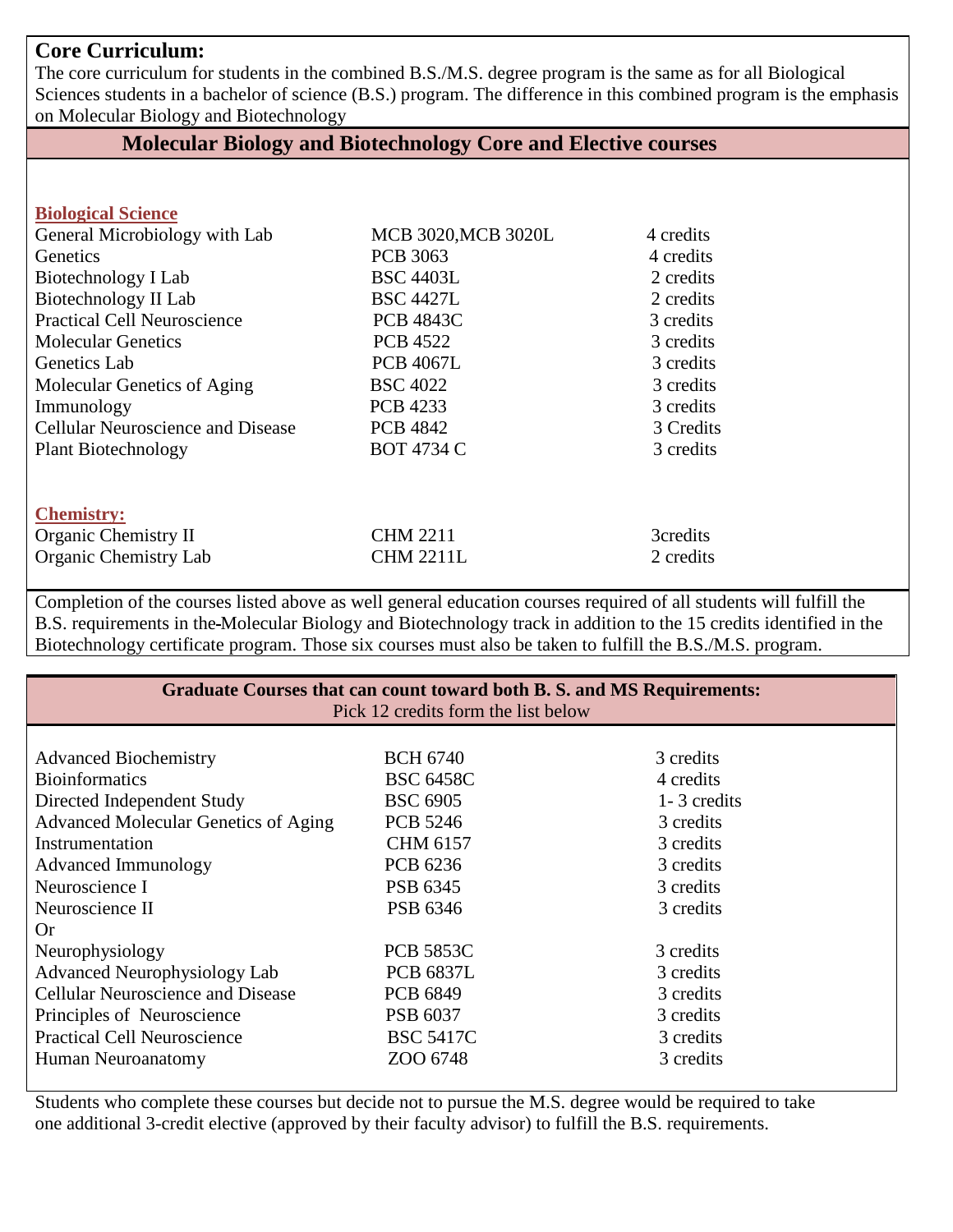## Core Curriculum:

The core curriculum for students in the combined B.S./M.S. degree program is the same as for all Biological Sciences students in a bachelor of science (B.S.) program. The difference in this combined program is the emphasis on Molecular Biology and Biotechnology

## Molecular Biology and Biotechnology Core and Elective courses

**Biological Science**

| | | |
|---|---|---|
| General Microbiology with Lab | MCB 3020,MCB 3020L | 4 credits |
| Genetics | PCB 3063 | 4 credits |
| Biotechnology I Lab | BSC 4403L | 2 credits |
| Biotechnology II Lab | BSC 4427L | 2 credits |
| Practical Cell Neuroscience | PCB 4843C | 3 credits |
| Molecular Genetics | PCB 4522 | 3 credits |
| Genetics Lab | PCB 4067L | 3 credits |
| Molecular Genetics of Aging | BSC 4022 | 3 credits |
| Immunology | PCB 4233 | 3 credits |
| Cellular Neuroscience and Disease | PCB 4842 | 3 Credits |
| Plant Biotechnology | BOT 4734 C | 3 credits |

**Chemistry:**

| | | |
|---|---|---|
| Organic Chemistry II | CHM 2211 | 3credits |
| Organic Chemistry Lab | CHM 2211L | 2 credits |

Completion of the courses listed above as well general education courses required of all students will fulfill the B.S. requirements in the-Molecular Biology and Biotechnology track in addition to the 15 credits identified in the Biotechnology certificate program. Those six courses must also be taken to fulfill the B.S./M.S. program.

## Graduate Courses that can count toward both B. S. and MS Requirements:

Pick 12 credits form the list below

| | | |
|---|---|---|
| Advanced Biochemistry | BCH 6740 | 3 credits |
| Bioinformatics | BSC 6458C | 4 credits |
| Directed Independent Study | BSC 6905 | 1- 3 credits |
| Advanced Molecular Genetics of Aging | PCB 5246 | 3 credits |
| Instrumentation | CHM 6157 | 3 credits |
| Advanced Immunology | PCB 6236 | 3 credits |
| Neuroscience I | PSB 6345 | 3 credits |
| Neuroscience II | PSB 6346 | 3 credits |
| Or | | |
| Neurophysiology | PCB 5853C | 3 credits |
| Advanced Neurophysiology Lab | PCB 6837L | 3 credits |
| Cellular Neuroscience and Disease | PCB 6849 | 3 credits |
| Principles of Neuroscience | PSB 6037 | 3 credits |
| Practical Cell Neuroscience | BSC 5417C | 3 credits |
| Human Neuroanatomy | ZOO 6748 | 3 credits |

Students who complete these courses but decide not to pursue the M.S. degree would be required to take one additional 3-credit elective (approved by their faculty advisor) to fulfill the B.S. requirements.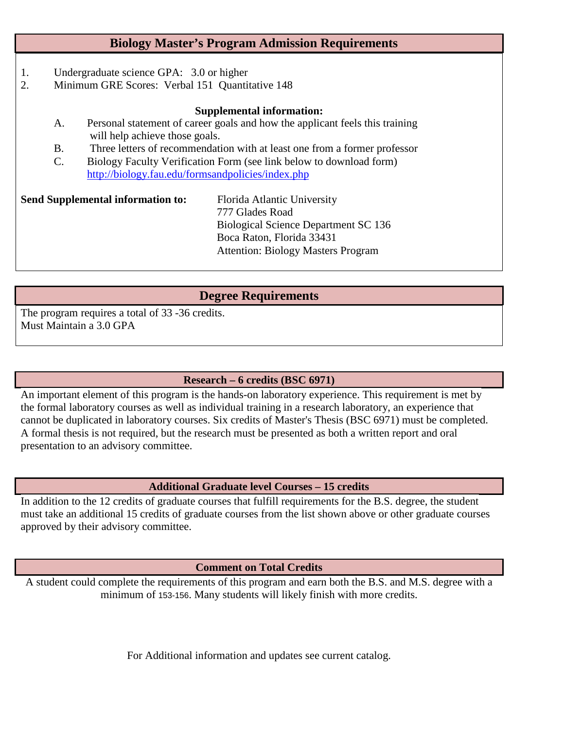## Biology Master's Program Admission Requirements

1. Undergraduate science GPA: 3.0 or higher
2. Minimum GRE Scores: Verbal 151 Quantitative 148

**Supplemental information:**

A. Personal statement of career goals and how the applicant feels this training will help achieve those goals.

B. Three letters of recommendation with at least one from a former professor

C. Biology Faculty Verification Form (see link below to download form) http://biology.fau.edu/formsandpolicies/index.php

**Send Supplemental information to:**

Florida Atlantic University
777 Glades Road
Biological Science Department SC 136
Boca Raton, Florida 33431
Attention: Biology Masters Program

## Degree Requirements

The program requires a total of 33 -36 credits.
Must Maintain a 3.0 GPA

### Research – 6 credits (BSC 6971)

An important element of this program is the hands-on laboratory experience. This requirement is met by the formal laboratory courses as well as individual training in a research laboratory, an experience that cannot be duplicated in laboratory courses. Six credits of Master's Thesis (BSC 6971) must be completed. A formal thesis is not required, but the research must be presented as both a written report and oral presentation to an advisory committee.

### Additional Graduate level Courses – 15 credits

In addition to the 12 credits of graduate courses that fulfill requirements for the B.S. degree, the student must take an additional 15 credits of graduate courses from the list shown above or other graduate courses approved by their advisory committee.

### Comment on Total Credits

A student could complete the requirements of this program and earn both the B.S. and M.S. degree with a minimum of 153-156. Many students will likely finish with more credits.

For Additional information and updates see current catalog.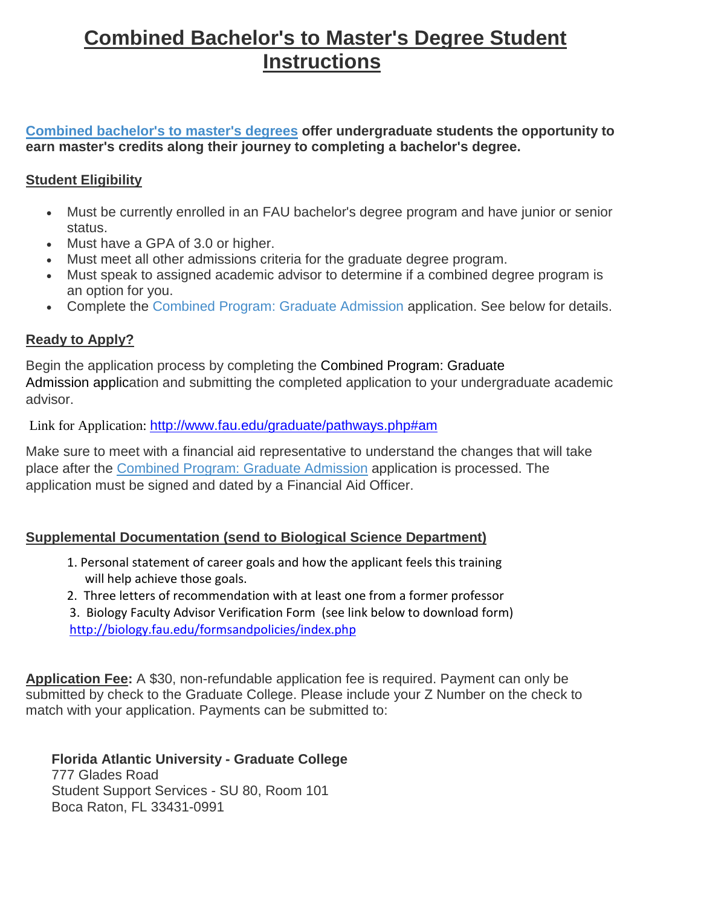# Combined Bachelor's to Master's Degree Student Instructions

**Combined bachelor's to master's degrees offer undergraduate students the opportunity to earn master's credits along their journey to completing a bachelor's degree.**

## Student Eligibility

- Must be currently enrolled in an FAU bachelor's degree program and have junior or senior status.
- Must have a GPA of 3.0 or higher.
- Must meet all other admissions criteria for the graduate degree program.
- Must speak to assigned academic advisor to determine if a combined degree program is an option for you.
- Complete the Combined Program: Graduate Admission application. See below for details.

## Ready to Apply?

Begin the application process by completing the Combined Program: Graduate Admission application and submitting the completed application to your undergraduate academic advisor.

Link for Application: http://www.fau.edu/graduate/pathways.php#am

Make sure to meet with a financial aid representative to understand the changes that will take place after the Combined Program: Graduate Admission application is processed. The application must be signed and dated by a Financial Aid Officer.

## Supplemental Documentation (send to Biological Science Department)

1. Personal statement of career goals and how the applicant feels this training will help achieve those goals.
2. Three letters of recommendation with at least one from a former professor
3. Biology Faculty Advisor Verification Form (see link below to download form)

http://biology.fau.edu/formsandpolicies/index.php

**Application Fee:** A $30, non-refundable application fee is required. Payment can only be submitted by check to the Graduate College. Please include your Z Number on the check to match with your application. Payments can be submitted to:

**Florida Atlantic University - Graduate College**
777 Glades Road
Student Support Services - SU 80, Room 101
Boca Raton, FL 33431-0991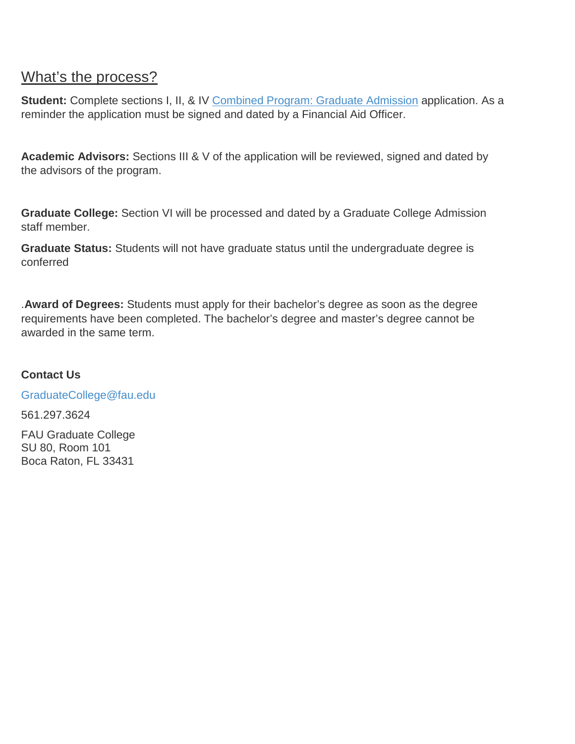## What's the process?

**Student:** Complete sections I, II, & IV [Combined Program: Graduate Admission] application. As a reminder the application must be signed and dated by a Financial Aid Officer.

**Academic Advisors:** Sections III & V of the application will be reviewed, signed and dated by the advisors of the program.

**Graduate College:** Section VI will be processed and dated by a Graduate College Admission staff member.

**Graduate Status:** Students will not have graduate status until the undergraduate degree is conferred

.**Award of Degrees:** Students must apply for their bachelor's degree as soon as the degree requirements have been completed. The bachelor's degree and master's degree cannot be awarded in the same term.

**Contact Us**

GraduateCollege@fau.edu

561.297.3624

FAU Graduate College
SU 80, Room 101
Boca Raton, FL 33431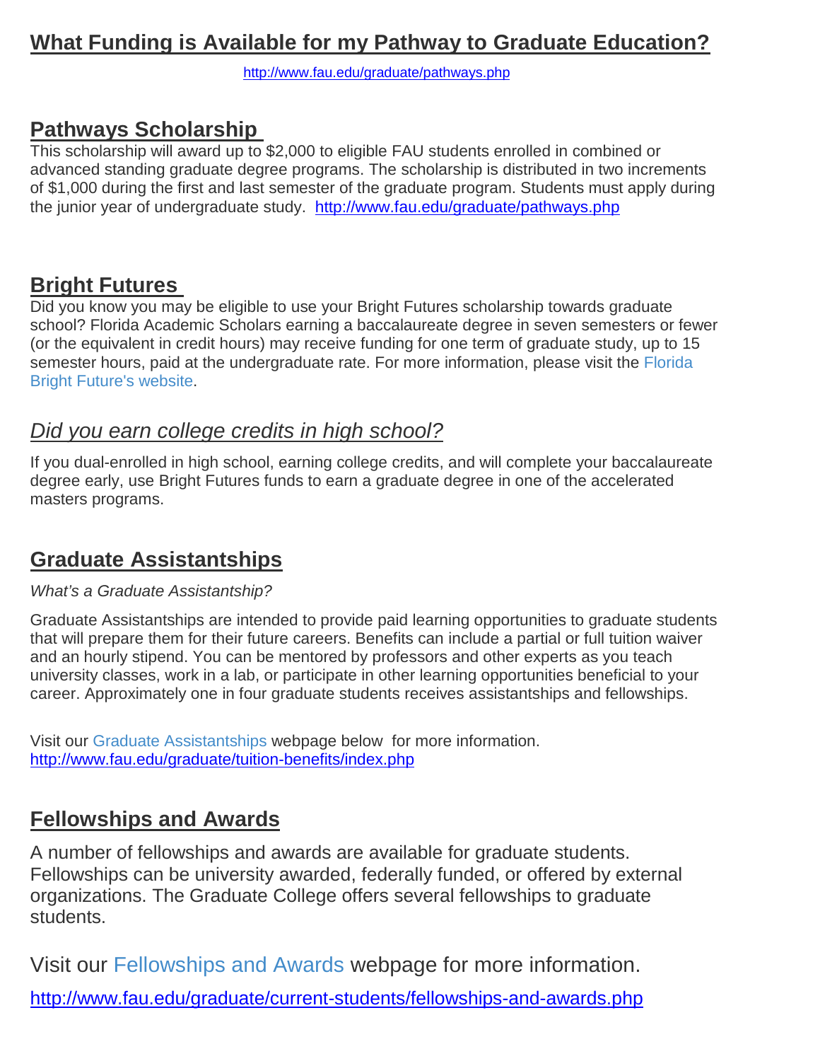# What Funding is Available for my Pathway to Graduate Education?

http://www.fau.edu/graduate/pathways.php

## Pathways Scholarship

This scholarship will award up to $2,000 to eligible FAU students enrolled in combined or advanced standing graduate degree programs. The scholarship is distributed in two increments of $1,000 during the first and last semester of the graduate program. Students must apply during the junior year of undergraduate study. http://www.fau.edu/graduate/pathways.php

## Bright Futures

Did you know you may be eligible to use your Bright Futures scholarship towards graduate school? Florida Academic Scholars earning a baccalaureate degree in seven semesters or fewer (or the equivalent in credit hours) may receive funding for one term of graduate study, up to 15 semester hours, paid at the undergraduate rate. For more information, please visit the Florida Bright Future's website.

### *Did you earn college credits in high school?*

If you dual-enrolled in high school, earning college credits, and will complete your baccalaureate degree early, use Bright Futures funds to earn a graduate degree in one of the accelerated masters programs.

## Graduate Assistantships

*What's a Graduate Assistantship?*

Graduate Assistantships are intended to provide paid learning opportunities to graduate students that will prepare them for their future careers. Benefits can include a partial or full tuition waiver and an hourly stipend. You can be mentored by professors and other experts as you teach university classes, work in a lab, or participate in other learning opportunities beneficial to your career. Approximately one in four graduate students receives assistantships and fellowships.

Visit our Graduate Assistantships webpage below for more information.
http://www.fau.edu/graduate/tuition-benefits/index.php

## Fellowships and Awards

A number of fellowships and awards are available for graduate students. Fellowships can be university awarded, federally funded, or offered by external organizations. The Graduate College offers several fellowships to graduate students.

Visit our Fellowships and Awards webpage for more information.

http://www.fau.edu/graduate/current-students/fellowships-and-awards.php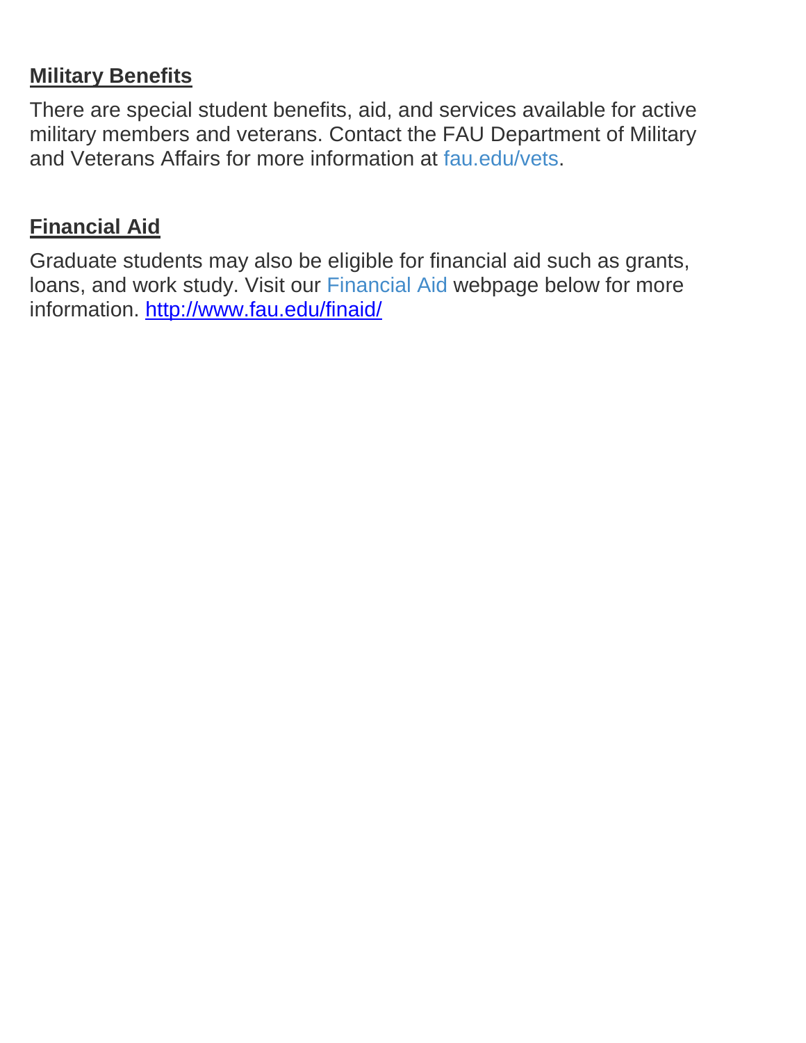## Military Benefits

There are special student benefits, aid, and services available for active military members and veterans. Contact the FAU Department of Military and Veterans Affairs for more information at fau.edu/vets.

## Financial Aid

Graduate students may also be eligible for financial aid such as grants, loans, and work study. Visit our Financial Aid webpage below for more information. http://www.fau.edu/finaid/